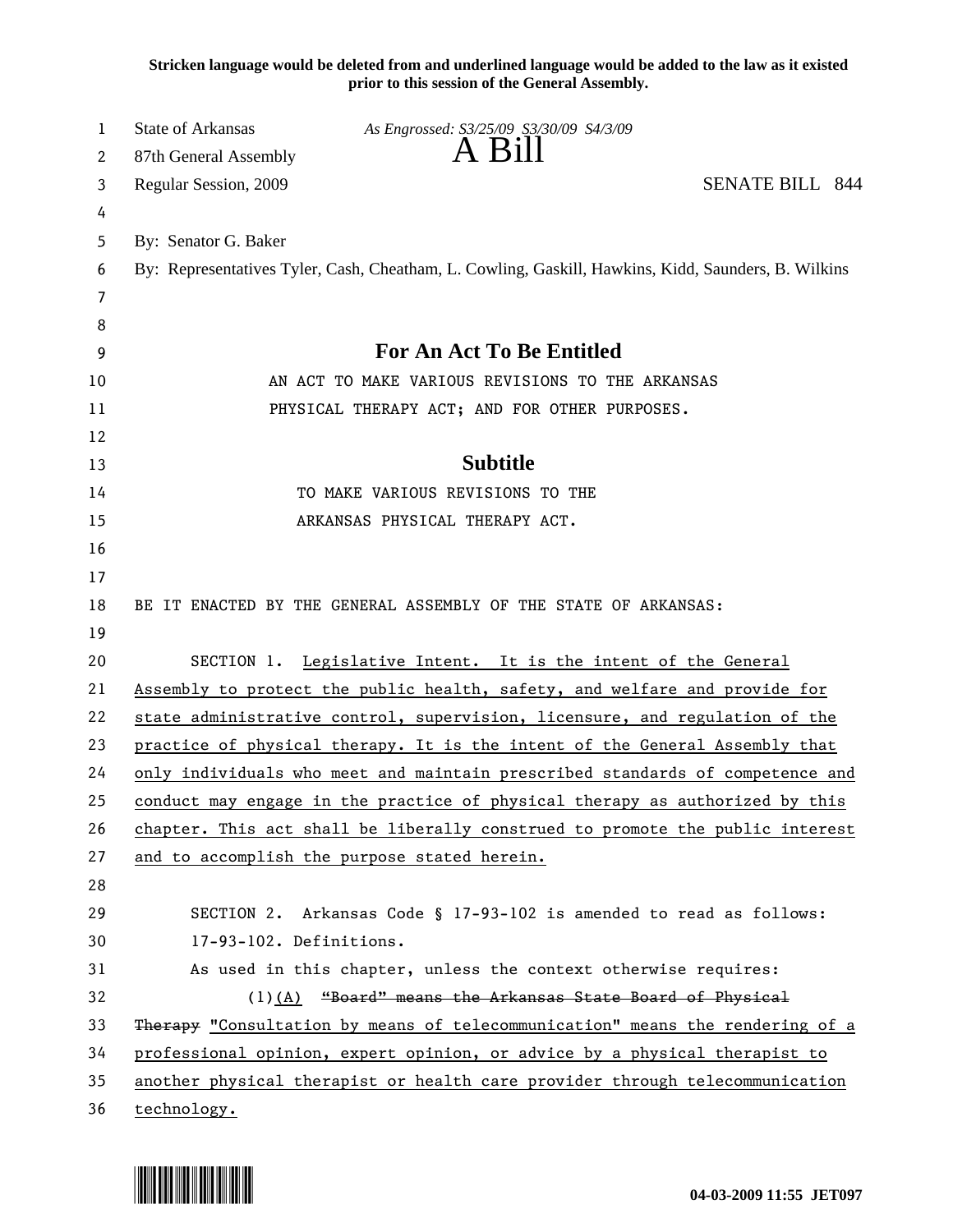**Stricken language would be deleted from and underlined language would be added to the law as it existed prior to this session of the General Assembly.**

State of Arkansas *As Engrossed: S3/25/09 S3/30/09 S4/3/09*

87th General Assembly

# A Bill

Regular Session, 2009 SENATE BILL 844

By: Senator G. Baker

By: Representatives Tyler, Cash, Cheatham, L. Cowling, Gaskill, Hawkins, Kidd, Saunders, B. Wilkins

## For An Act To Be Entitled

AN ACT TO MAKE VARIOUS REVISIONS TO THE ARKANSAS PHYSICAL THERAPY ACT; AND FOR OTHER PURPOSES.

## Subtitle

TO MAKE VARIOUS REVISIONS TO THE ARKANSAS PHYSICAL THERAPY ACT.

BE IT ENACTED BY THE GENERAL ASSEMBLY OF THE STATE OF ARKANSAS:

SECTION 1. <u>Legislative Intent. It is the intent of the General Assembly to protect the public health, safety, and welfare and provide for state administrative control, supervision, licensure, and regulation of the practice of physical therapy. It is the intent of the General Assembly that only individuals who meet and maintain prescribed standards of competence and conduct may engage in the practice of physical therapy as authorized by this chapter. This act shall be liberally construed to promote the public interest and to accomplish the purpose stated herein.</u>

SECTION 2. Arkansas Code § 17-93-102 is amended to read as follows:

17-93-102. Definitions.

As used in this chapter, unless the context otherwise requires:

(1)<u>(A)</u> ~~"Board" means the Arkansas State Board of Physical Therapy~~ <u>"Consultation by means of telecommunication" means the rendering of a professional opinion, expert opinion, or advice by a physical therapist to another physical therapist or health care provider through telecommunication technology.</u>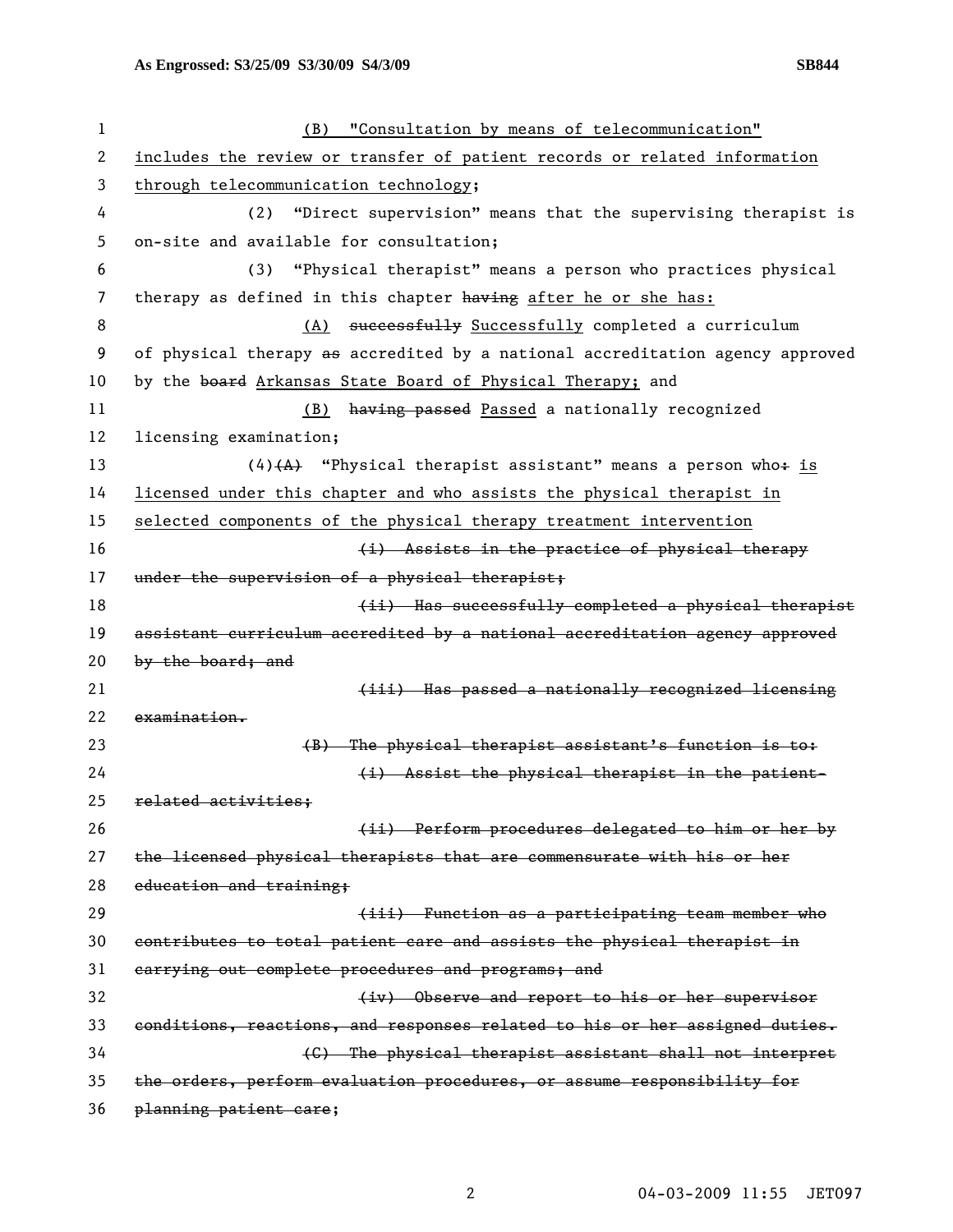(B) <u>"Consultation by means of telecommunication" includes the review or transfer of patient records or related information through telecommunication technology</u>;

(2) "Direct supervision" means that the supervising therapist is on-site and available for consultation;

(3) "Physical therapist" means a person who practices physical therapy as defined in this chapter ~~having~~ <u>after he or she has:</u>

<u>(A)</u> ~~successfully~~ <u>Successfully</u> completed a curriculum of physical therapy ~~as~~ accredited by a national accreditation agency approved by the ~~board~~ <u>Arkansas State Board of Physical Therapy;</u> and

<u>(B)</u> ~~having passed~~ <u>Passed</u> a nationally recognized licensing examination;

(4)~~(A)~~ "Physical therapist assistant" means a person who~~:~~ <u>is licensed under this chapter and who assists the physical therapist in selected components of the physical therapy treatment intervention</u>

~~(i) Assists in the practice of physical therapy under the supervision of a physical therapist;~~

~~(ii) Has successfully completed a physical therapist assistant curriculum accredited by a national accreditation agency approved by the board; and~~

~~(iii) Has passed a nationally recognized licensing examination.~~

~~(B) The physical therapist assistant's function is to:~~

~~(i) Assist the physical therapist in the patient-related activities;~~

~~(ii) Perform procedures delegated to him or her by the licensed physical therapists that are commensurate with his or her education and training;~~

~~(iii) Function as a participating team member who contributes to total patient care and assists the physical therapist in carrying out complete procedures and programs; and~~

~~(iv) Observe and report to his or her supervisor conditions, reactions, and responses related to his or her assigned duties.~~

~~(C) The physical therapist assistant shall not interpret the orders, perform evaluation procedures, or assume responsibility for planning patient care~~;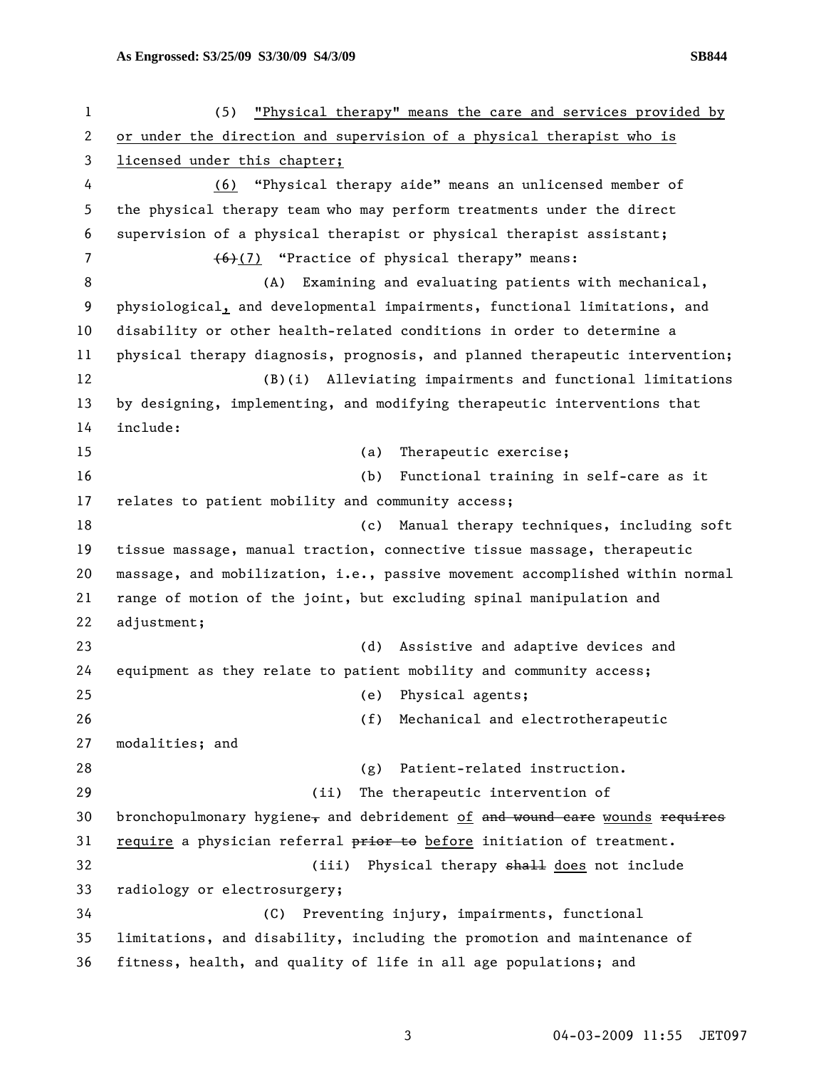(5) "Physical therapy" means the care and services provided by or under the direction and supervision of a physical therapist who is licensed under this chapter;

(6) "Physical therapy aide" means an unlicensed member of the physical therapy team who may perform treatments under the direct supervision of a physical therapist or physical therapist assistant;

~~(6)~~(7) "Practice of physical therapy" means:

(A) Examining and evaluating patients with mechanical, physiological, and developmental impairments, functional limitations, and disability or other health-related conditions in order to determine a physical therapy diagnosis, prognosis, and planned therapeutic intervention;

(B)(i) Alleviating impairments and functional limitations by designing, implementing, and modifying therapeutic interventions that include:

(a) Therapeutic exercise;

(b) Functional training in self-care as it relates to patient mobility and community access;

(c) Manual therapy techniques, including soft tissue massage, manual traction, connective tissue massage, therapeutic massage, and mobilization, i.e., passive movement accomplished within normal range of motion of the joint, but excluding spinal manipulation and adjustment;

(d) Assistive and adaptive devices and equipment as they relate to patient mobility and community access;

(e) Physical agents;

(f) Mechanical and electrotherapeutic modalities; and

(g) Patient-related instruction.

(ii) The therapeutic intervention of bronchopulmonary hygiene~~,~~ and debridement of ~~and wound care~~ wounds ~~requires~~ require a physician referral ~~prior to~~ before initiation of treatment.

(iii) Physical therapy ~~shall~~ does not include radiology or electrosurgery;

(C) Preventing injury, impairments, functional limitations, and disability, including the promotion and maintenance of fitness, health, and quality of life in all age populations; and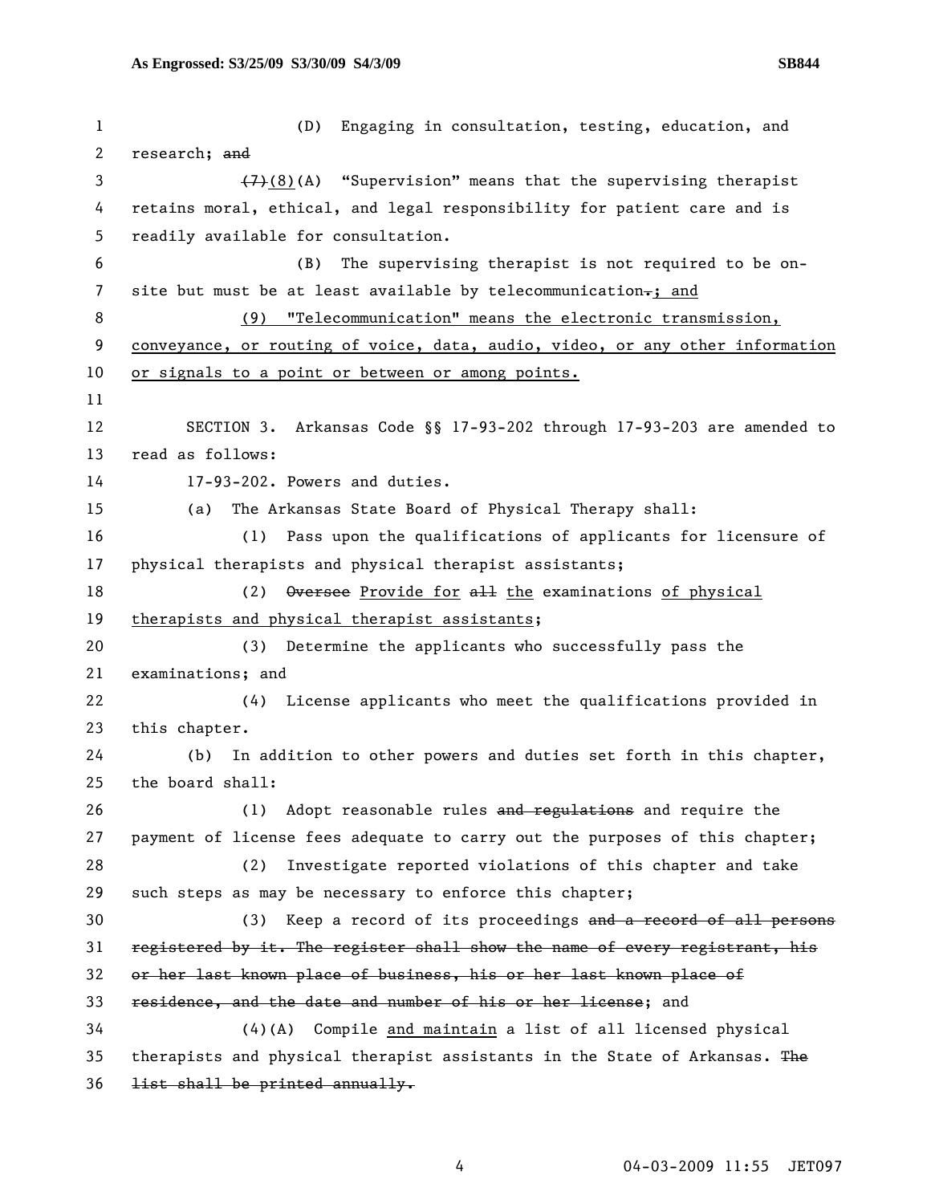(D) Engaging in consultation, testing, education, and research; ~~and~~

~~(7)~~<u>(8)</u>(A) "Supervision" means that the supervising therapist retains moral, ethical, and legal responsibility for patient care and is readily available for consultation.

(B) The supervising therapist is not required to be on-site but must be at least available by telecommunication~~.~~<u>; and</u>

<u>(9) "Telecommunication" means the electronic transmission, conveyance, or routing of voice, data, audio, video, or any other information or signals to a point or between or among points.</u>

SECTION 3. Arkansas Code §§ 17-93-202 through 17-93-203 are amended to read as follows:

17-93-202. Powers and duties.

(a) The Arkansas State Board of Physical Therapy shall:

(1) Pass upon the qualifications of applicants for licensure of physical therapists and physical therapist assistants;

(2) ~~Oversee~~ <u>Provide for</u> ~~all~~ <u>the</u> examinations <u>of physical therapists and physical therapist assistants</u>;

(3) Determine the applicants who successfully pass the examinations; and

(4) License applicants who meet the qualifications provided in this chapter.

(b) In addition to other powers and duties set forth in this chapter, the board shall:

(1) Adopt reasonable rules ~~and regulations~~ and require the payment of license fees adequate to carry out the purposes of this chapter;

(2) Investigate reported violations of this chapter and take such steps as may be necessary to enforce this chapter;

(3) Keep a record of its proceedings ~~and a record of all persons registered by it. The register shall show the name of every registrant, his or her last known place of business, his or her last known place of residence, and the date and number of his or her license~~; and

(4)(A) Compile <u>and maintain</u> a list of all licensed physical therapists and physical therapist assistants in the State of Arkansas. ~~The list shall be printed annually.~~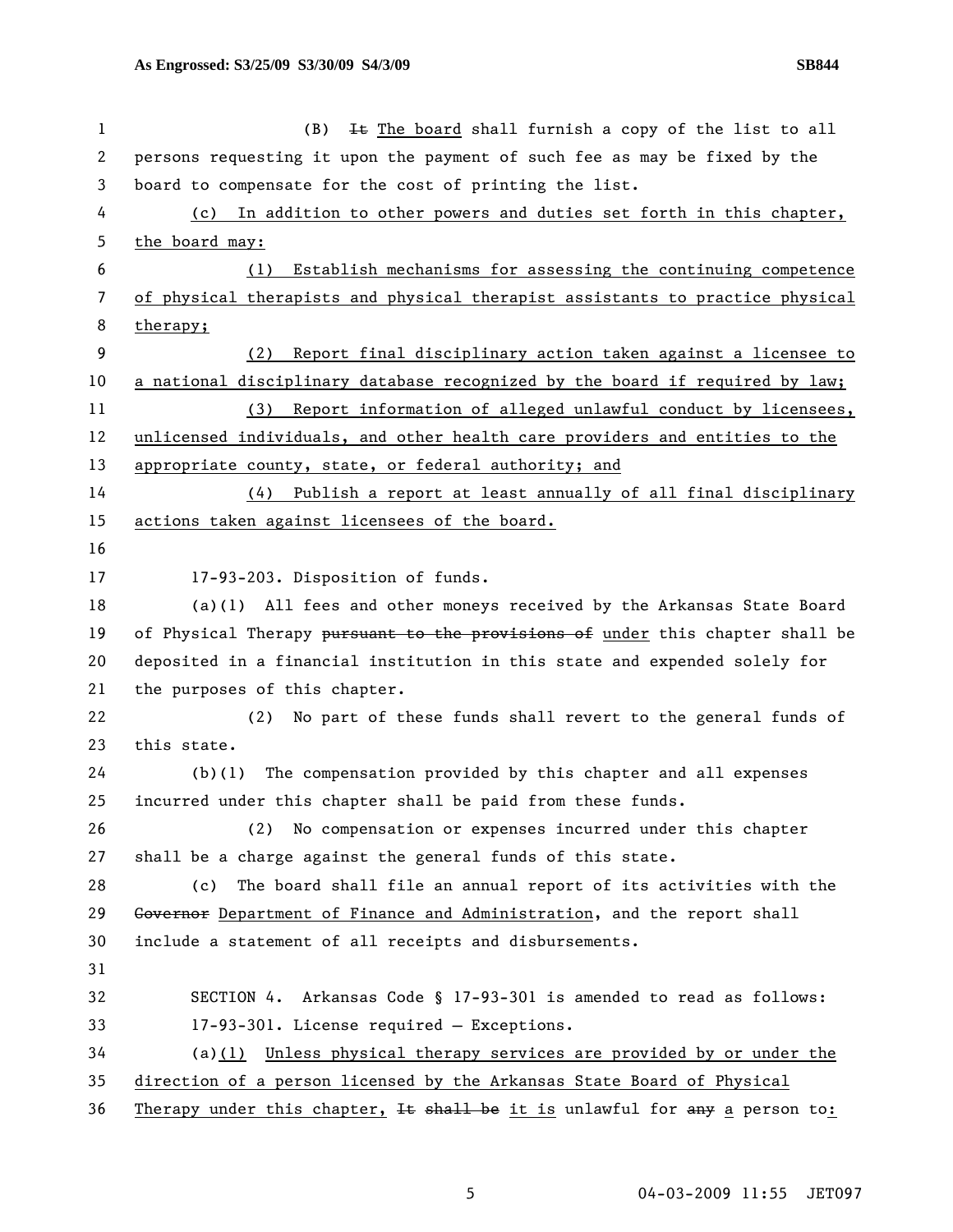(B) ~~It~~ The board shall furnish a copy of the list to all persons requesting it upon the payment of such fee as may be fixed by the board to compensate for the cost of printing the list.

(c) In addition to other powers and duties set forth in this chapter, the board may:

(1) Establish mechanisms for assessing the continuing competence of physical therapists and physical therapist assistants to practice physical therapy;

(2) Report final disciplinary action taken against a licensee to a national disciplinary database recognized by the board if required by law;

(3) Report information of alleged unlawful conduct by licensees, unlicensed individuals, and other health care providers and entities to the appropriate county, state, or federal authority; and

(4) Publish a report at least annually of all final disciplinary actions taken against licensees of the board.

17-93-203. Disposition of funds.

(a)(1) All fees and other moneys received by the Arkansas State Board of Physical Therapy ~~pursuant to the provisions of~~ under this chapter shall be deposited in a financial institution in this state and expended solely for the purposes of this chapter.

(2) No part of these funds shall revert to the general funds of this state.

(b)(1) The compensation provided by this chapter and all expenses incurred under this chapter shall be paid from these funds.

(2) No compensation or expenses incurred under this chapter shall be a charge against the general funds of this state.

(c) The board shall file an annual report of its activities with the ~~Governor~~ Department of Finance and Administration, and the report shall include a statement of all receipts and disbursements.

SECTION 4. Arkansas Code § 17-93-301 is amended to read as follows:

17-93-301. License required — Exceptions.

(a)(1) Unless physical therapy services are provided by or under the direction of a person licensed by the Arkansas State Board of Physical Therapy under this chapter, ~~It shall be~~ it is unlawful for ~~any~~ a person to: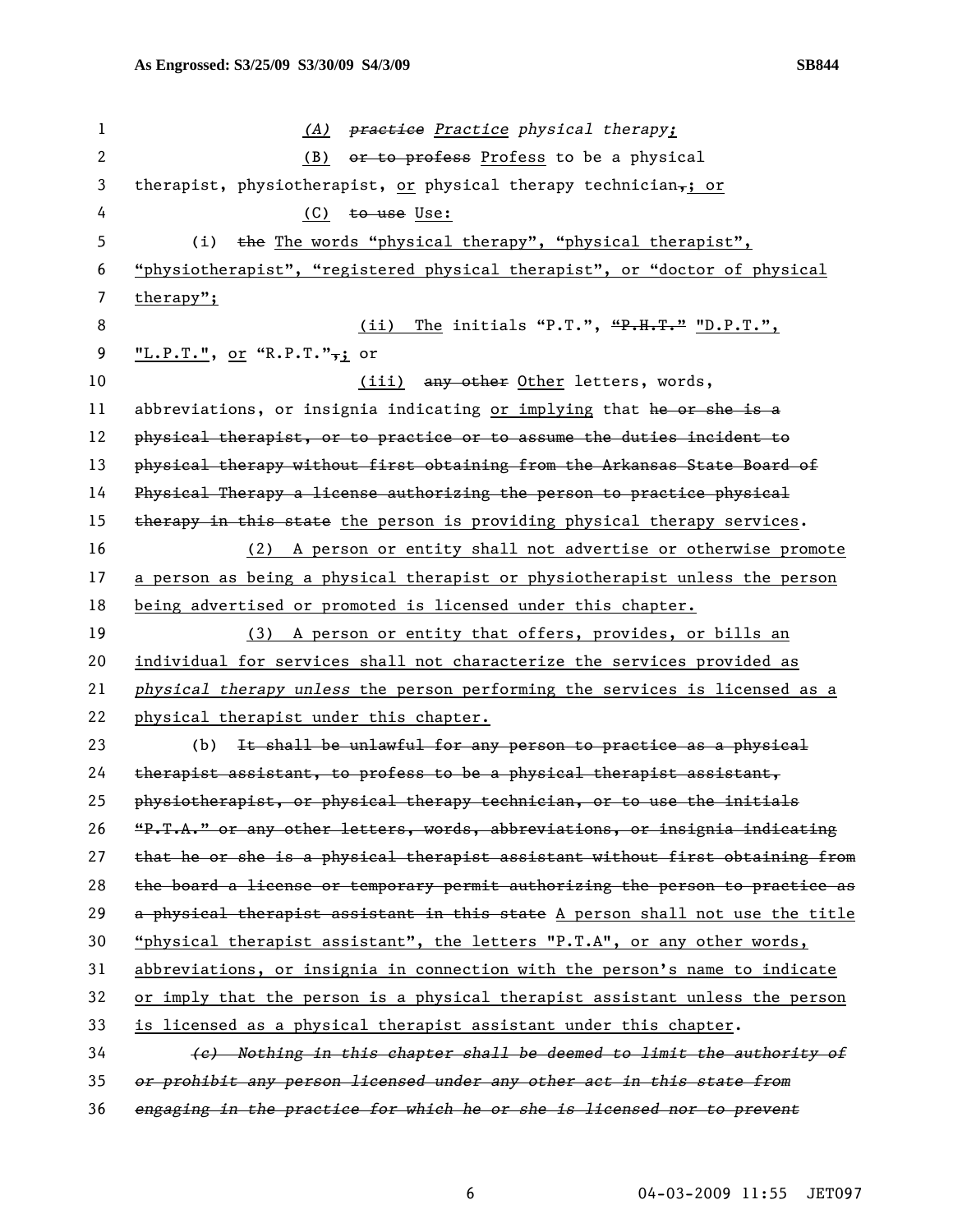(A) ~~practice~~ Practice physical therapy;

(B) ~~or to profess~~ Profess to be a physical therapist, physiotherapist, or physical therapy technician~~,~~; or

(C) ~~to use~~ Use:

(i) ~~the~~ The words "physical therapy", "physical therapist", "physiotherapist", "registered physical therapist", or "doctor of physical therapy";

(ii) The initials "P.T.", ~~"P.H.T."~~ "D.P.T.", "L.P.T.", or "R.P.T."~~,~~; or

(iii) ~~any other~~ Other letters, words, abbreviations, or insignia indicating or implying that ~~he or she is a physical therapist, or to practice or to assume the duties incident to physical therapy without first obtaining from the Arkansas State Board of Physical Therapy a license authorizing the person to practice physical therapy in this state~~ the person is providing physical therapy services.

(2) A person or entity shall not advertise or otherwise promote a person as being a physical therapist or physiotherapist unless the person being advertised or promoted is licensed under this chapter.

(3) A person or entity that offers, provides, or bills an individual for services shall not characterize the services provided as *physical therapy unless* the person performing the services is licensed as a physical therapist under this chapter.

(b) ~~It shall be unlawful for any person to practice as a physical therapist assistant, to profess to be a physical therapist assistant, physiotherapist, or physical therapy technician, or to use the initials "P.T.A." or any other letters, words, abbreviations, or insignia indicating that he or she is a physical therapist assistant without first obtaining from the board a license or temporary permit authorizing the person to practice as a physical therapist assistant in this state~~ A person shall not use the title "physical therapist assistant", the letters "P.T.A", or any other words, abbreviations, or insignia in connection with the person's name to indicate or imply that the person is a physical therapist assistant unless the person is licensed as a physical therapist assistant under this chapter.

~~*(c) Nothing in this chapter shall be deemed to limit the authority of or prohibit any person licensed under any other act in this state from engaging in the practice for which he or she is licensed nor to prevent*~~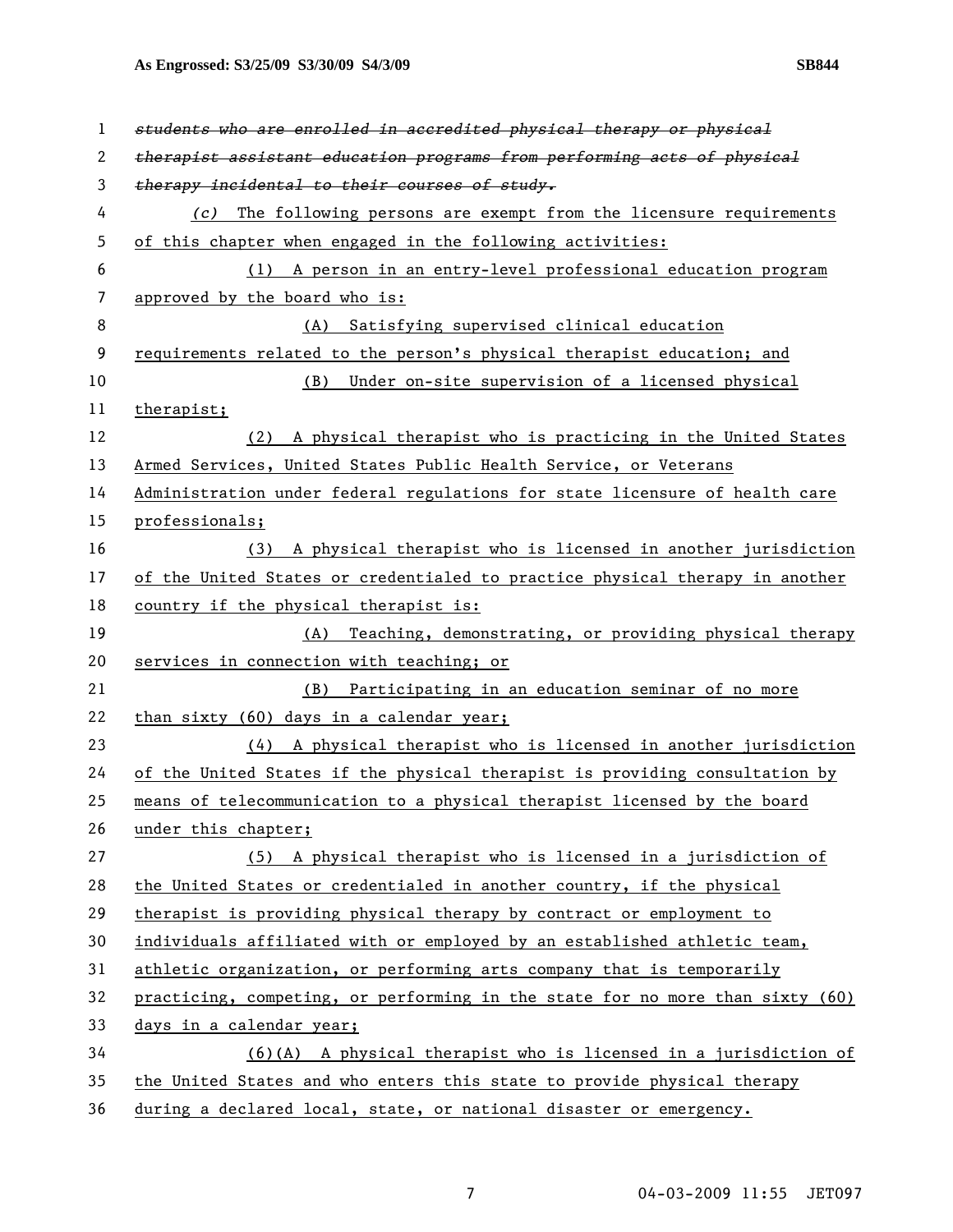~~*students who are enrolled in accredited physical therapy or physical therapist assistant education programs from performing acts of physical therapy incidental to their courses of study.*~~

*(c)* The following persons are exempt from the licensure requirements of this chapter when engaged in the following activities:

(1) A person in an entry-level professional education program approved by the board who is:

(A) Satisfying supervised clinical education requirements related to the person's physical therapist education; and

(B) Under on-site supervision of a licensed physical therapist;

(2) A physical therapist who is practicing in the United States Armed Services, United States Public Health Service, or Veterans Administration under federal regulations for state licensure of health care professionals;

(3) A physical therapist who is licensed in another jurisdiction of the United States or credentialed to practice physical therapy in another country if the physical therapist is:

(A) Teaching, demonstrating, or providing physical therapy services in connection with teaching; or

(B) Participating in an education seminar of no more than sixty (60) days in a calendar year;

(4) A physical therapist who is licensed in another jurisdiction of the United States if the physical therapist is providing consultation by means of telecommunication to a physical therapist licensed by the board under this chapter;

(5) A physical therapist who is licensed in a jurisdiction of the United States or credentialed in another country, if the physical therapist is providing physical therapy by contract or employment to individuals affiliated with or employed by an established athletic team, athletic organization, or performing arts company that is temporarily practicing, competing, or performing in the state for no more than sixty (60) days in a calendar year;

(6)(A) A physical therapist who is licensed in a jurisdiction of the United States and who enters this state to provide physical therapy during a declared local, state, or national disaster or emergency.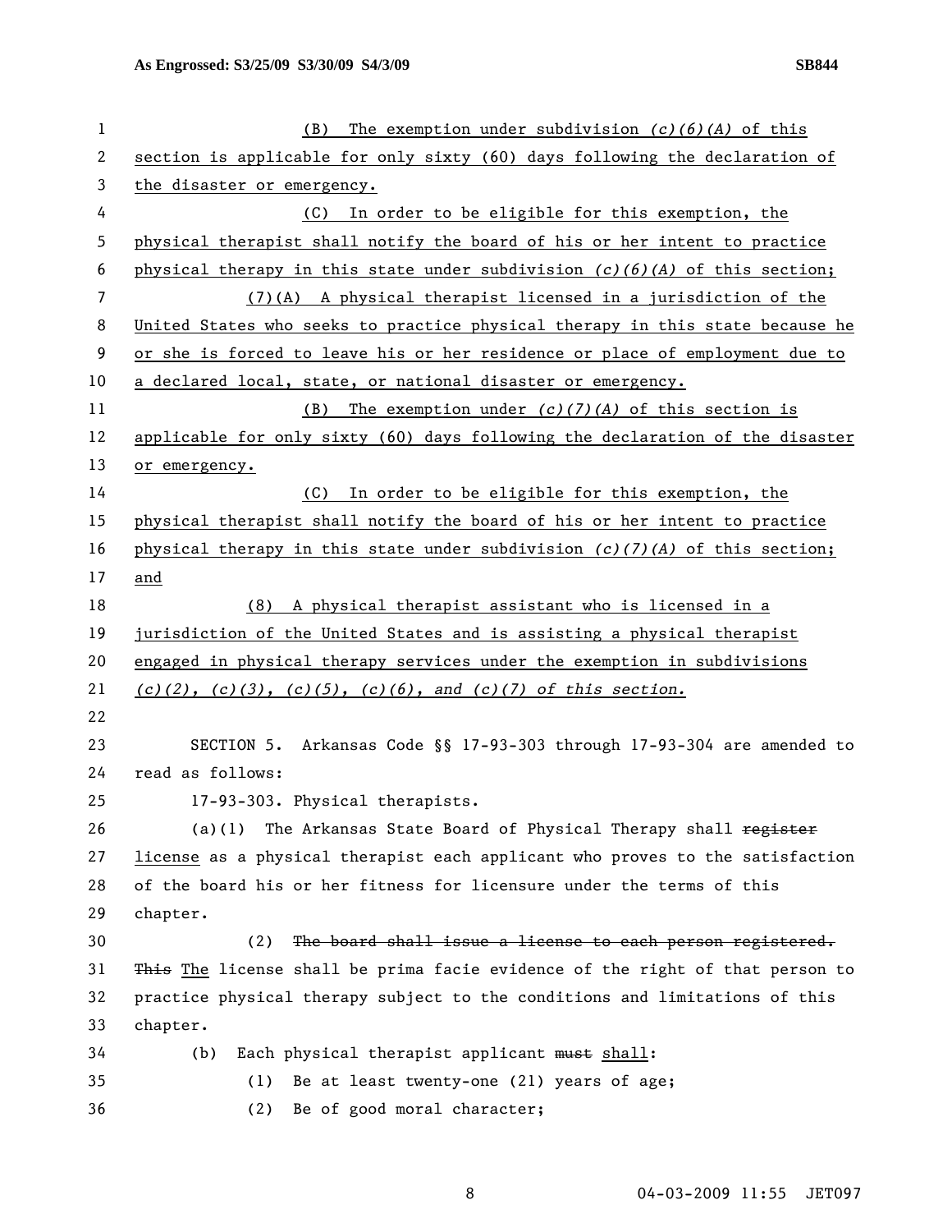(B) The exemption under subdivision *(c)(6)(A)* of this section is applicable for only sixty (60) days following the declaration of the disaster or emergency.

(C) In order to be eligible for this exemption, the physical therapist shall notify the board of his or her intent to practice physical therapy in this state under subdivision *(c)(6)(A)* of this section;

(7)(A) A physical therapist licensed in a jurisdiction of the United States who seeks to practice physical therapy in this state because he or she is forced to leave his or her residence or place of employment due to a declared local, state, or national disaster or emergency.

(B) The exemption under *(c)(7)(A)* of this section is applicable for only sixty (60) days following the declaration of the disaster or emergency.

(C) In order to be eligible for this exemption, the physical therapist shall notify the board of his or her intent to practice physical therapy in this state under subdivision *(c)(7)(A)* of this section; and

(8) A physical therapist assistant who is licensed in a jurisdiction of the United States and is assisting a physical therapist engaged in physical therapy services under the exemption in subdivisions *(c)(2), (c)(3), (c)(5), (c)(6), and (c)(7) of this section.*

SECTION 5. Arkansas Code §§ 17-93-303 through 17-93-304 are amended to read as follows:

17-93-303. Physical therapists.

(a)(1) The Arkansas State Board of Physical Therapy shall ~~register~~ license as a physical therapist each applicant who proves to the satisfaction of the board his or her fitness for licensure under the terms of this chapter.

(2) ~~The board shall issue a license to each person registered.~~ ~~This~~ The license shall be prima facie evidence of the right of that person to practice physical therapy subject to the conditions and limitations of this chapter.

(b) Each physical therapist applicant ~~must~~ shall:

(1) Be at least twenty-one (21) years of age;

(2) Be of good moral character;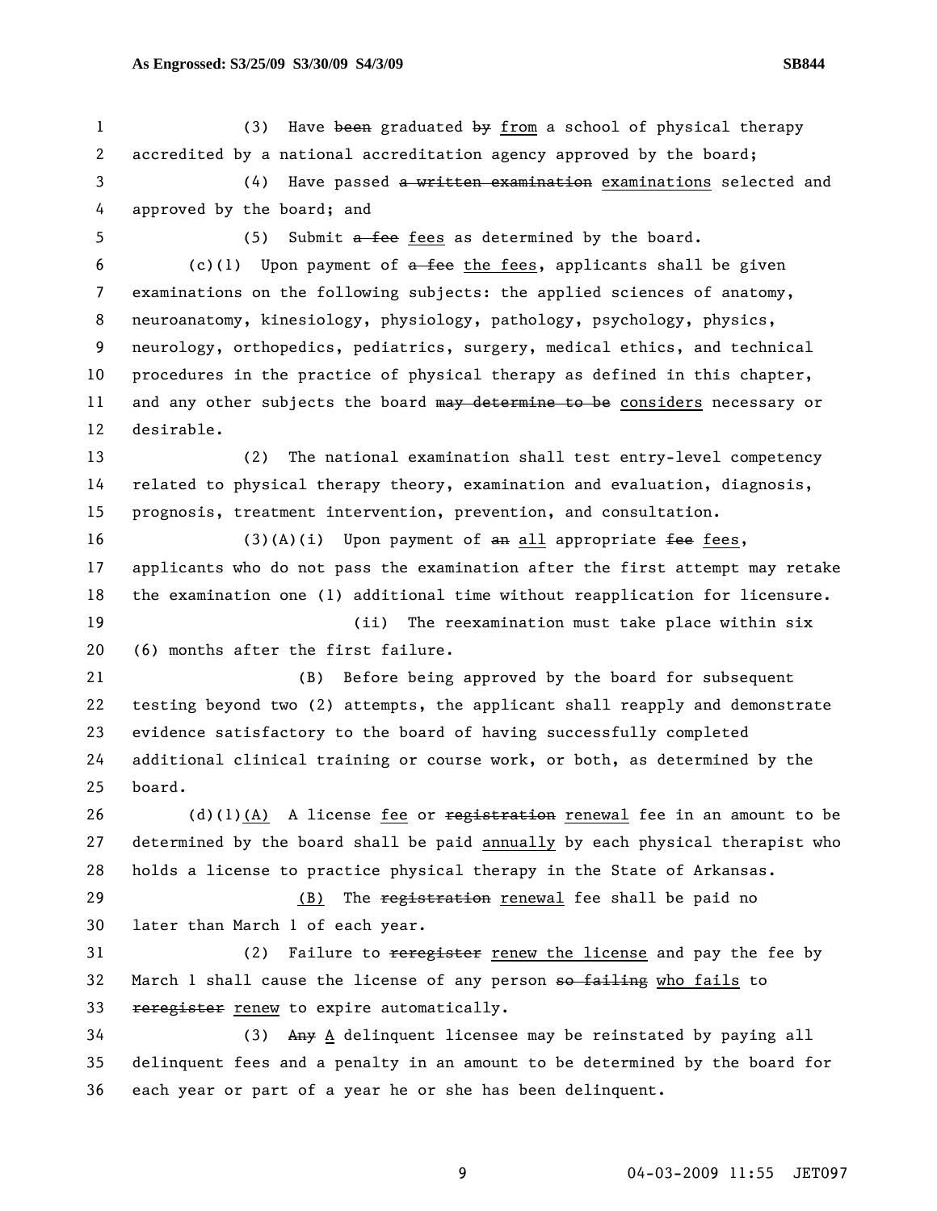(3) Have ~~been~~ graduated ~~by~~ <u>from</u> a school of physical therapy accredited by a national accreditation agency approved by the board;

(4) Have passed ~~a written examination~~ <u>examinations</u> selected and approved by the board; and

(5) Submit ~~a fee~~ <u>fees</u> as determined by the board.

(c)(1) Upon payment of ~~a fee~~ <u>the fees</u>, applicants shall be given examinations on the following subjects: the applied sciences of anatomy, neuroanatomy, kinesiology, physiology, pathology, psychology, physics, neurology, orthopedics, pediatrics, surgery, medical ethics, and technical procedures in the practice of physical therapy as defined in this chapter, and any other subjects the board ~~may determine to be~~ <u>considers</u> necessary or desirable.

(2) The national examination shall test entry-level competency related to physical therapy theory, examination and evaluation, diagnosis, prognosis, treatment intervention, prevention, and consultation.

(3)(A)(i) Upon payment of ~~an~~ <u>all</u> appropriate ~~fee~~ <u>fees</u>, applicants who do not pass the examination after the first attempt may retake the examination one (1) additional time without reapplication for licensure.

(ii) The reexamination must take place within six (6) months after the first failure.

(B) Before being approved by the board for subsequent testing beyond two (2) attempts, the applicant shall reapply and demonstrate evidence satisfactory to the board of having successfully completed additional clinical training or course work, or both, as determined by the board.

(d)(1)<u>(A)</u> A license <u>fee</u> or ~~registration~~ <u>renewal</u> fee in an amount to be determined by the board shall be paid <u>annually</u> by each physical therapist who holds a license to practice physical therapy in the State of Arkansas.

<u>(B)</u> The ~~registration~~ <u>renewal</u> fee shall be paid no later than March 1 of each year.

(2) Failure to ~~reregister~~ <u>renew the license</u> and pay the fee by March 1 shall cause the license of any person ~~so failing~~ <u>who fails</u> to ~~reregister~~ <u>renew</u> to expire automatically.

(3) ~~Any~~ <u>A</u> delinquent licensee may be reinstated by paying all delinquent fees and a penalty in an amount to be determined by the board for each year or part of a year he or she has been delinquent.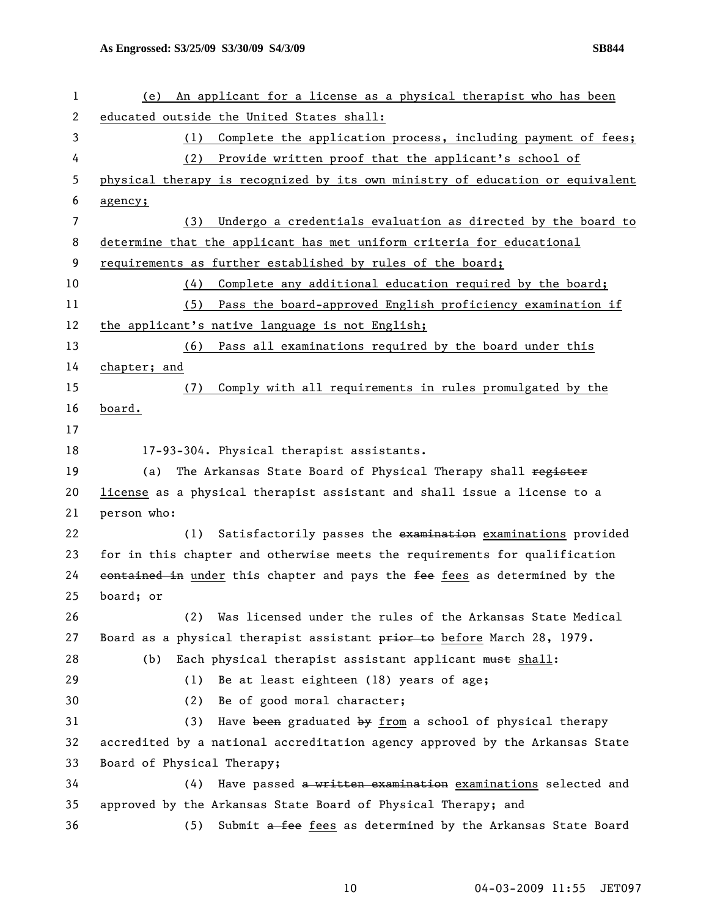(e) An applicant for a license as a physical therapist who has been educated outside the United States shall:

(1) Complete the application process, including payment of fees;

(2) Provide written proof that the applicant's school of physical therapy is recognized by its own ministry of education or equivalent agency;

(3) Undergo a credentials evaluation as directed by the board to determine that the applicant has met uniform criteria for educational requirements as further established by rules of the board;

(4) Complete any additional education required by the board;

(5) Pass the board-approved English proficiency examination if the applicant's native language is not English;

(6) Pass all examinations required by the board under this chapter; and

(7) Comply with all requirements in rules promulgated by the board.

17-93-304. Physical therapist assistants.

(a) The Arkansas State Board of Physical Therapy shall ~~register~~ license as a physical therapist assistant and shall issue a license to a person who:

(1) Satisfactorily passes the ~~examination~~ examinations provided for in this chapter and otherwise meets the requirements for qualification ~~contained in~~ under this chapter and pays the ~~fee~~ fees as determined by the board; or

(2) Was licensed under the rules of the Arkansas State Medical Board as a physical therapist assistant ~~prior to~~ before March 28, 1979.

(b) Each physical therapist assistant applicant ~~must~~ shall:

(1) Be at least eighteen (18) years of age;

(2) Be of good moral character;

(3) Have ~~been~~ graduated ~~by~~ from a school of physical therapy accredited by a national accreditation agency approved by the Arkansas State Board of Physical Therapy;

(4) Have passed ~~a written examination~~ examinations selected and approved by the Arkansas State Board of Physical Therapy; and

(5) Submit ~~a fee~~ fees as determined by the Arkansas State Board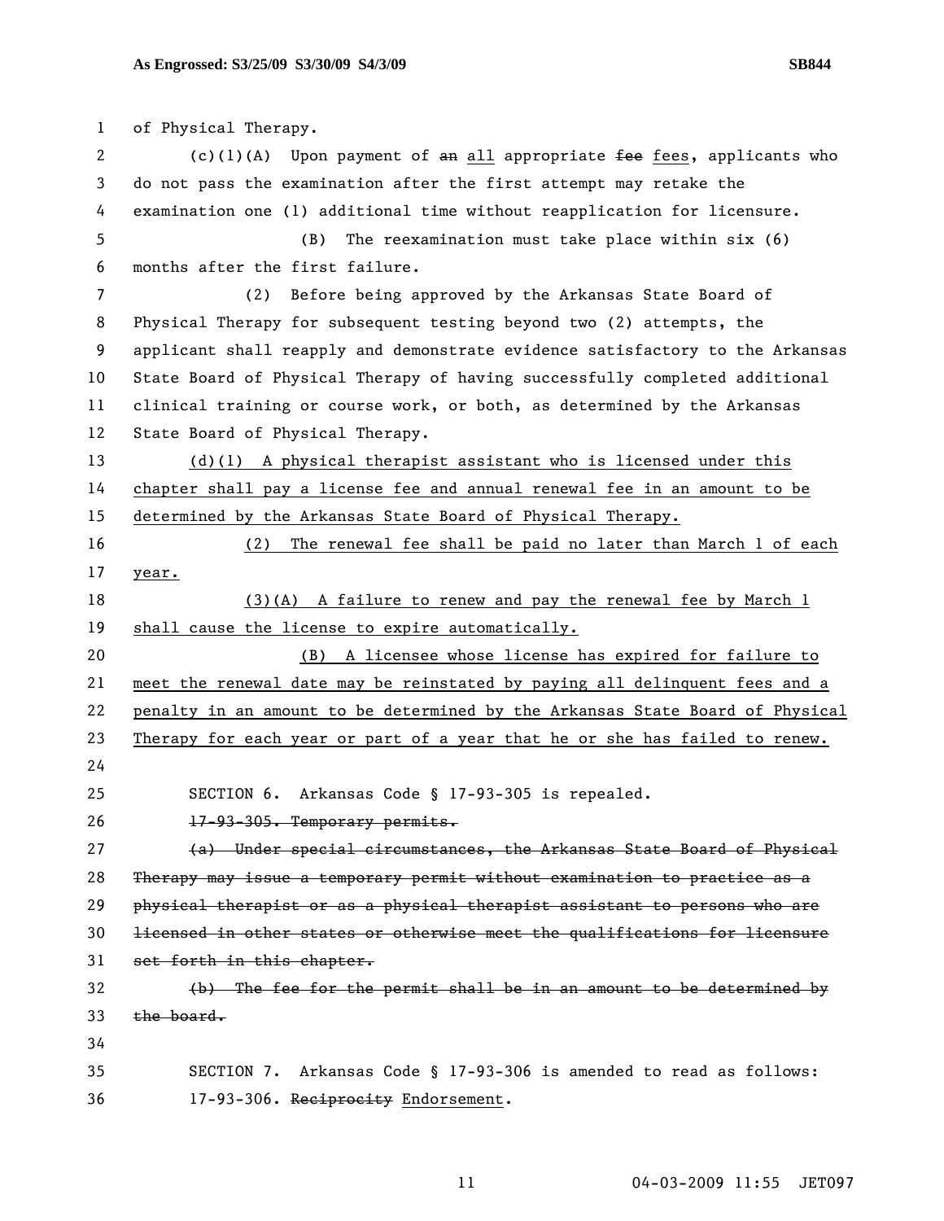of Physical Therapy.

(c)(1)(A) Upon payment of ~~an~~ all appropriate ~~fee~~ fees, applicants who do not pass the examination after the first attempt may retake the examination one (1) additional time without reapplication for licensure.

(B) The reexamination must take place within six (6) months after the first failure.

(2) Before being approved by the Arkansas State Board of Physical Therapy for subsequent testing beyond two (2) attempts, the applicant shall reapply and demonstrate evidence satisfactory to the Arkansas State Board of Physical Therapy of having successfully completed additional clinical training or course work, or both, as determined by the Arkansas State Board of Physical Therapy.

<u>(d)(1) A physical therapist assistant who is licensed under this chapter shall pay a license fee and annual renewal fee in an amount to be determined by the Arkansas State Board of Physical Therapy.</u>

<u>(2) The renewal fee shall be paid no later than March 1 of each year.</u>

<u>(3)(A) A failure to renew and pay the renewal fee by March 1 shall cause the license to expire automatically.</u>

<u>(B) A licensee whose license has expired for failure to meet the renewal date may be reinstated by paying all delinquent fees and a penalty in an amount to be determined by the Arkansas State Board of Physical Therapy for each year or part of a year that he or she has failed to renew.</u>

SECTION 6. Arkansas Code § 17-93-305 is repealed.

~~17-93-305. Temporary permits.~~

~~(a) Under special circumstances, the Arkansas State Board of Physical Therapy may issue a temporary permit without examination to practice as a physical therapist or as a physical therapist assistant to persons who are licensed in other states or otherwise meet the qualifications for licensure set forth in this chapter.~~

~~(b) The fee for the permit shall be in an amount to be determined by the board.~~

SECTION 7. Arkansas Code § 17-93-306 is amended to read as follows:

17-93-306. ~~Reciprocity~~ <u>Endorsement</u>.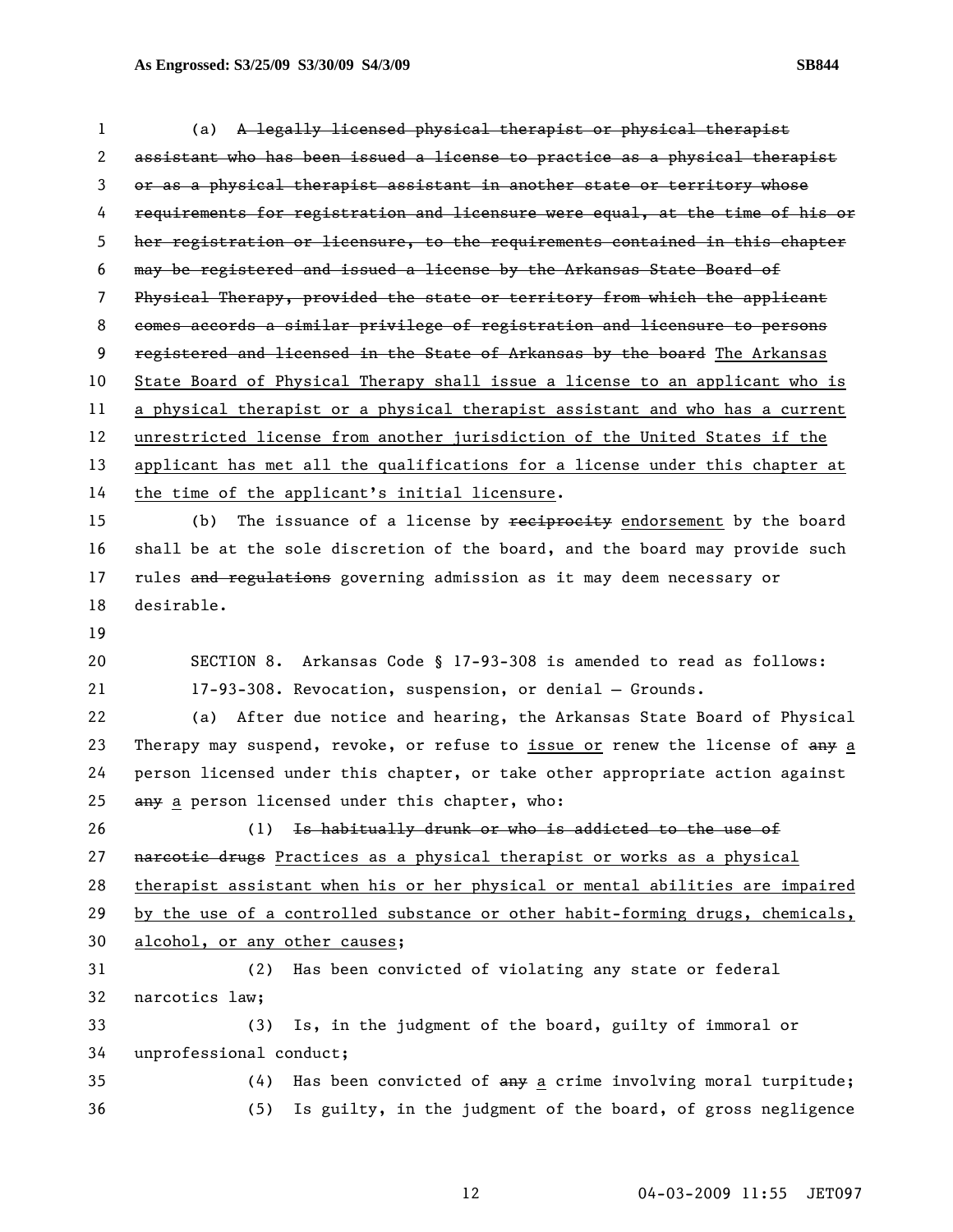(a) ~~A legally licensed physical therapist or physical therapist assistant who has been issued a license to practice as a physical therapist or as a physical therapist assistant in another state or territory whose requirements for registration and licensure were equal, at the time of his or her registration or licensure, to the requirements contained in this chapter may be registered and issued a license by the Arkansas State Board of Physical Therapy, provided the state or territory from which the applicant comes accords a similar privilege of registration and licensure to persons registered and licensed in the State of Arkansas by the board~~ <u>The Arkansas State Board of Physical Therapy shall issue a license to an applicant who is a physical therapist or a physical therapist assistant and who has a current unrestricted license from another jurisdiction of the United States if the applicant has met all the qualifications for a license under this chapter at the time of the applicant's initial licensure</u>.

(b) The issuance of a license by ~~reciprocity~~ <u>endorsement</u> by the board shall be at the sole discretion of the board, and the board may provide such rules ~~and regulations~~ governing admission as it may deem necessary or desirable.

SECTION 8. Arkansas Code § 17-93-308 is amended to read as follows:

17-93-308. Revocation, suspension, or denial — Grounds.

(a) After due notice and hearing, the Arkansas State Board of Physical Therapy may suspend, revoke, or refuse to <u>issue or</u> renew the license of ~~any~~ <u>a</u> person licensed under this chapter, or take other appropriate action against ~~any~~ <u>a</u> person licensed under this chapter, who:

(1) ~~Is habitually drunk or who is addicted to the use of narcotic drugs~~ <u>Practices as a physical therapist or works as a physical therapist assistant when his or her physical or mental abilities are impaired by the use of a controlled substance or other habit-forming drugs, chemicals, alcohol, or any other causes</u>;

(2) Has been convicted of violating any state or federal narcotics law;

(3) Is, in the judgment of the board, guilty of immoral or unprofessional conduct;

(4) Has been convicted of ~~any~~ <u>a</u> crime involving moral turpitude;

(5) Is guilty, in the judgment of the board, of gross negligence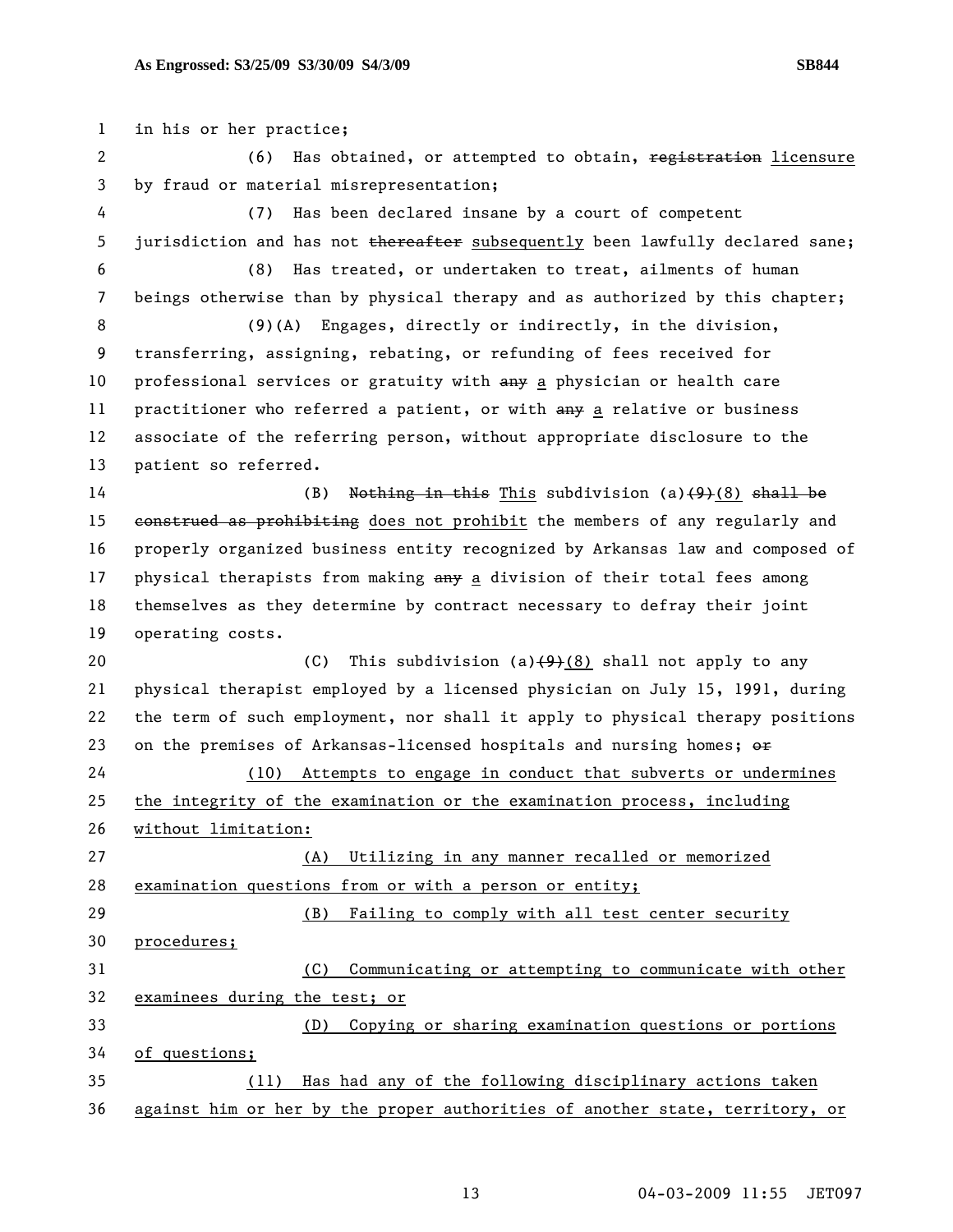in his or her practice;

(6) Has obtained, or attempted to obtain, ~~registration~~ licensure by fraud or material misrepresentation;

(7) Has been declared insane by a court of competent jurisdiction and has not ~~thereafter~~ subsequently been lawfully declared sane;

(8) Has treated, or undertaken to treat, ailments of human beings otherwise than by physical therapy and as authorized by this chapter;

(9)(A) Engages, directly or indirectly, in the division, transferring, assigning, rebating, or refunding of fees received for professional services or gratuity with ~~any~~ a physician or health care practitioner who referred a patient, or with ~~any~~ a relative or business associate of the referring person, without appropriate disclosure to the patient so referred.

(B) ~~Nothing in this~~ This subdivision (a)~~(9)~~(8) ~~shall be construed as prohibiting~~ does not prohibit the members of any regularly and properly organized business entity recognized by Arkansas law and composed of physical therapists from making ~~any~~ a division of their total fees among themselves as they determine by contract necessary to defray their joint operating costs.

(C) This subdivision (a)~~(9)~~(8) shall not apply to any physical therapist employed by a licensed physician on July 15, 1991, during the term of such employment, nor shall it apply to physical therapy positions on the premises of Arkansas-licensed hospitals and nursing homes; ~~or~~

(10) Attempts to engage in conduct that subverts or undermines the integrity of the examination or the examination process, including without limitation:

(A) Utilizing in any manner recalled or memorized examination questions from or with a person or entity;

(B) Failing to comply with all test center security procedures;

(C) Communicating or attempting to communicate with other examinees during the test; or

(D) Copying or sharing examination questions or portions of questions;

(11) Has had any of the following disciplinary actions taken against him or her by the proper authorities of another state, territory, or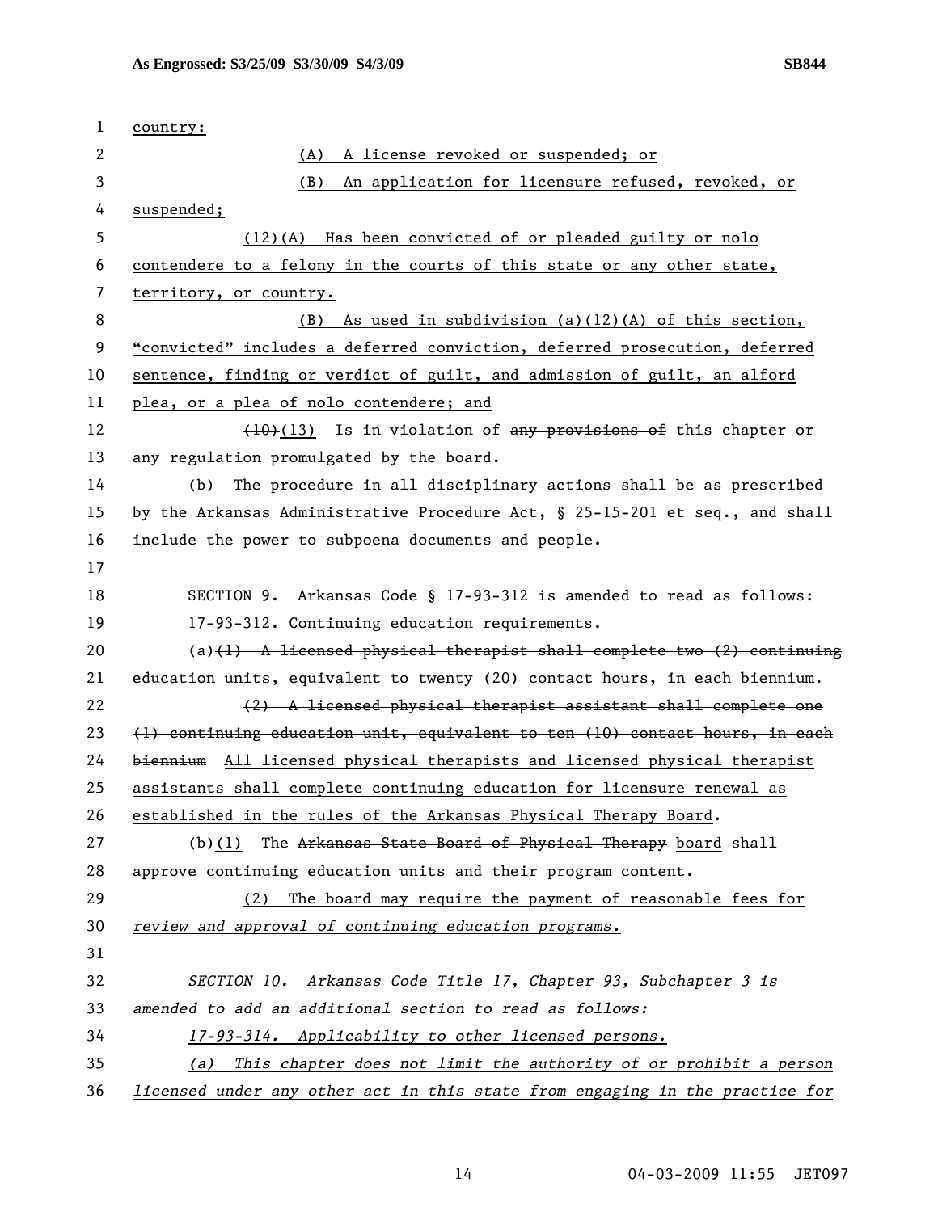country:

(A) A license revoked or suspended; or

(B) An application for licensure refused, revoked, or suspended;

(12)(A) Has been convicted of or pleaded guilty or nolo contendere to a felony in the courts of this state or any other state, territory, or country.

(B) As used in subdivision (a)(12)(A) of this section, "convicted" includes a deferred conviction, deferred prosecution, deferred sentence, finding or verdict of guilt, and admission of guilt, an alford plea, or a plea of nolo contendere; and

~~(10)~~(13) Is in violation of ~~any provisions of~~ this chapter or any regulation promulgated by the board.

(b) The procedure in all disciplinary actions shall be as prescribed by the Arkansas Administrative Procedure Act, § 25-15-201 et seq., and shall include the power to subpoena documents and people.

SECTION 9. Arkansas Code § 17-93-312 is amended to read as follows:

17-93-312. Continuing education requirements.

(a)~~(1) A licensed physical therapist shall complete two (2) continuing education units, equivalent to twenty (20) contact hours, in each biennium.~~

~~(2) A licensed physical therapist assistant shall complete one (1) continuing education unit, equivalent to ten (10) contact hours, in each biennium~~ All licensed physical therapists and licensed physical therapist assistants shall complete continuing education for licensure renewal as established in the rules of the Arkansas Physical Therapy Board.

(b)(1) The ~~Arkansas State Board of Physical Therapy~~ board shall approve continuing education units and their program content.

(2) The board may require the payment of reasonable fees for *review and approval of continuing education programs.*

*SECTION 10. Arkansas Code Title 17, Chapter 93, Subchapter 3 is amended to add an additional section to read as follows:*

*17-93-314. Applicability to other licensed persons.*

*(a) This chapter does not limit the authority of or prohibit a person licensed under any other act in this state from engaging in the practice for*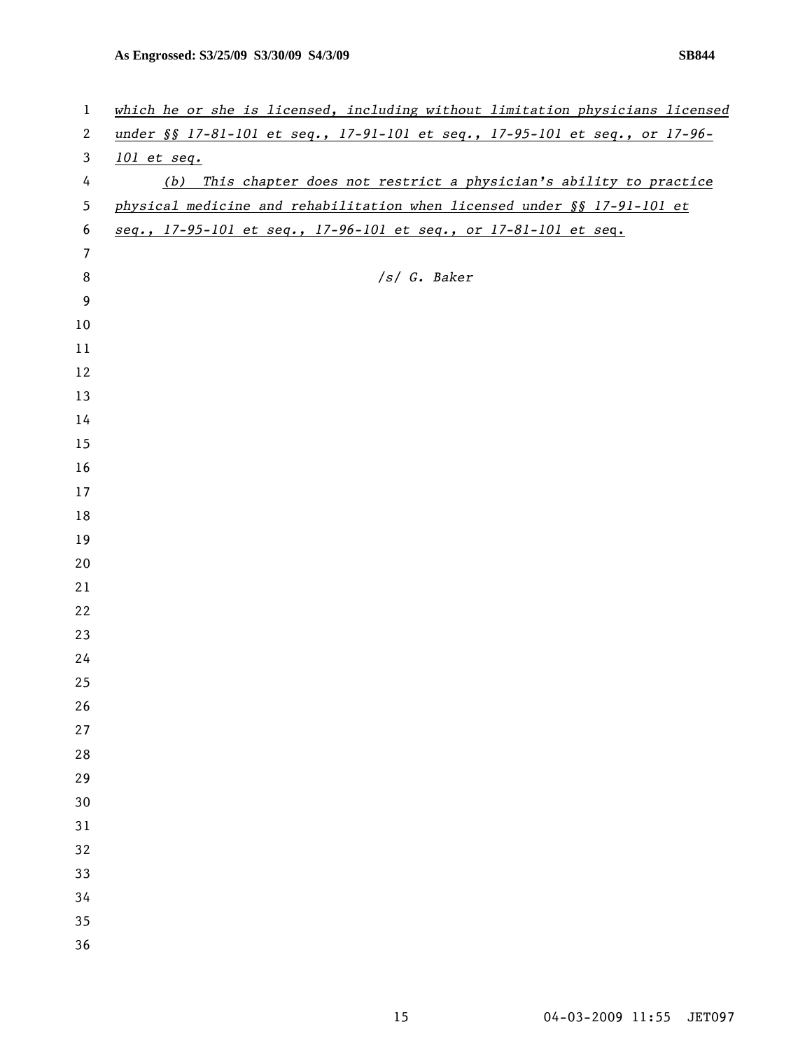*which he or she is licensed, including without limitation physicians licensed under §§ 17-81-101 et seq., 17-91-101 et seq., 17-95-101 et seq., or 17-96-101 et seq.*

*(b) This chapter does not restrict a physician's ability to practice physical medicine and rehabilitation when licensed under §§ 17-91-101 et seq., 17-95-101 et seq., 17-96-101 et seq., or 17-81-101 et seq.*

/s/ G. Baker